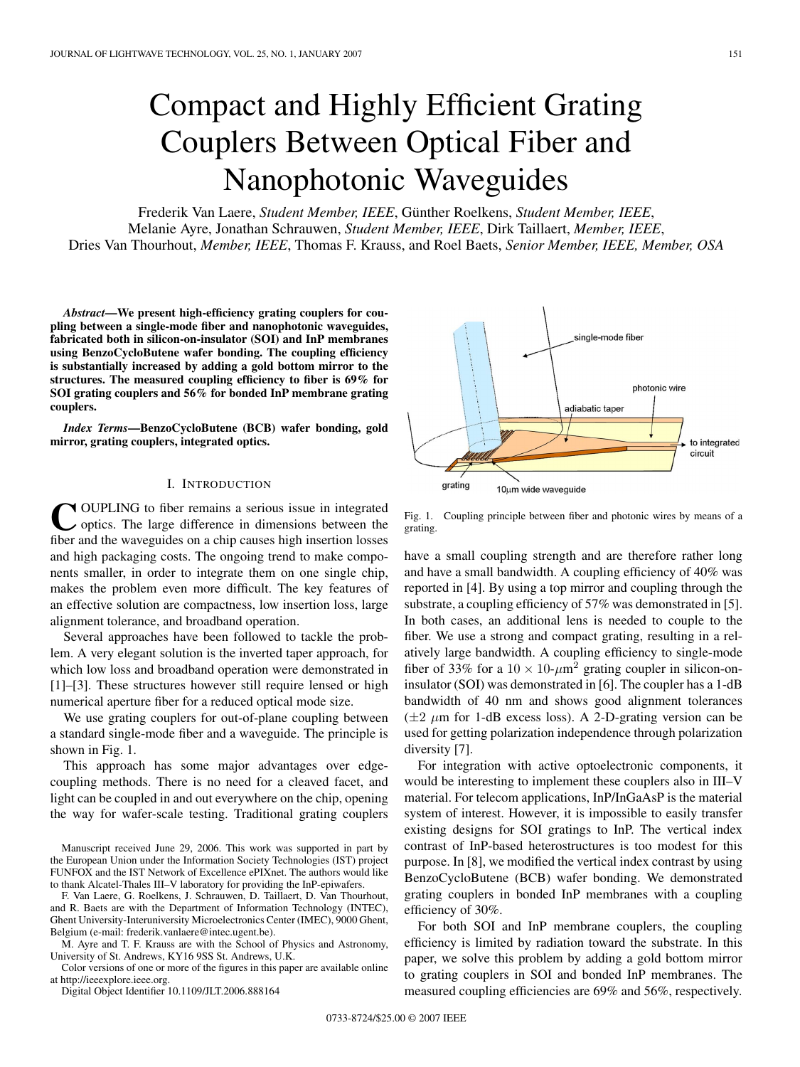# Compact and Highly Efficient Grating Couplers Between Optical Fiber and Nanophotonic Waveguides

Frederik Van Laere, *Student Member, IEEE*, Günther Roelkens, *Student Member, IEEE*, Melanie Ayre, Jonathan Schrauwen, *Student Member, IEEE*, Dirk Taillaert, *Member, IEEE*, Dries Van Thourhout, *Member, IEEE*, Thomas F. Krauss, and Roel Baets, *Senior Member, IEEE, Member, OSA*

***Abstract*—We present high-efficiency grating couplers for coupling between a single-mode fiber and nanophotonic waveguides, fabricated both in silicon-on-insulator (SOI) and InP membranes using BenzoCycloButene wafer bonding. The coupling efficiency is substantially increased by adding a gold bottom mirror to the structures. The measured coupling efficiency to fiber is 69% for SOI grating couplers and 56% for bonded InP membrane grating couplers.**

***Index Terms*—BenzoCycloButene (BCB) wafer bonding, gold mirror, grating couplers, integrated optics.**

## I. Introduction

Coupling to fiber remains a serious issue in integrated optics. The large difference in dimensions between the fiber and the waveguides on a chip causes high insertion losses and high packaging costs. The ongoing trend to make components smaller, in order to integrate them on one single chip, makes the problem even more difficult. The key features of an effective solution are compactness, low insertion loss, large alignment tolerance, and broadband operation.

Several approaches have been followed to tackle the problem. A very elegant solution is the inverted taper approach, for which low loss and broadband operation were demonstrated in [1]–[3]. These structures however still require lensed or high numerical aperture fiber for a reduced optical mode size.

We use grating couplers for out-of-plane coupling between a standard single-mode fiber and a waveguide. The principle is shown in Fig. 1.

This approach has some major advantages over edge-coupling methods. There is no need for a cleaved facet, and light can be coupled in and out everywhere on the chip, opening the way for wafer-scale testing. Traditional grating couplers have a small coupling strength and are therefore rather long and have a small bandwidth. A coupling efficiency of 40% was reported in [4]. By using a top mirror and coupling through the substrate, a coupling efficiency of 57% was demonstrated in [5]. In both cases, an additional lens is needed to couple to the fiber. We use a strong and compact grating, resulting in a relatively large bandwidth. A coupling efficiency to single-mode fiber of 33% for a $10 \times 10$-$\mu$m$^2$ grating coupler in silicon-on-insulator (SOI) was demonstrated in [6]. The coupler has a 1-dB bandwidth of 40 nm and shows good alignment tolerances ($\pm 2$ $\mu$m for 1-dB excess loss). A 2-D-grating version can be used for getting polarization independence through polarization diversity [7].

Fig. 1. Coupling principle between fiber and photonic wires by means of a grating.

For integration with active optoelectronic components, it would be interesting to implement these couplers also in III–V material. For telecom applications, InP/InGaAsP is the material system of interest. However, it is impossible to easily transfer existing designs for SOI gratings to InP. The vertical index contrast of InP-based heterostructures is too modest for this purpose. In [8], we modified the vertical index contrast by using BenzoCycloButene (BCB) wafer bonding. We demonstrated grating couplers in bonded InP membranes with a coupling efficiency of 30%.

For both SOI and InP membrane couplers, the coupling efficiency is limited by radiation toward the substrate. In this paper, we solve this problem by adding a gold bottom mirror to grating couplers in SOI and bonded InP membranes. The measured coupling efficiencies are 69% and 56%, respectively.

Manuscript received June 29, 2006. This work was supported in part by the European Union under the Information Society Technologies (IST) project FUNFOX and the IST Network of Excellence ePIXnet. The authors would like to thank Alcatel-Thales III–V laboratory for providing the InP-epiwafers.

F. Van Laere, G. Roelkens, J. Schrauwen, D. Taillaert, D. Van Thourhout, and R. Baets are with the Department of Information Technology (INTEC), Ghent University-Interuniversity Microelectronics Center (IMEC), 9000 Ghent, Belgium (e-mail: frederik.vanlaere@intec.ugent.be).

M. Ayre and T. F. Krauss are with the School of Physics and Astronomy, University of St. Andrews, KY16 9SS St. Andrews, U.K.

Color versions of one or more of the figures in this paper are available online at http://ieeexplore.ieee.org.

Digital Object Identifier 10.1109/JLT.2006.888164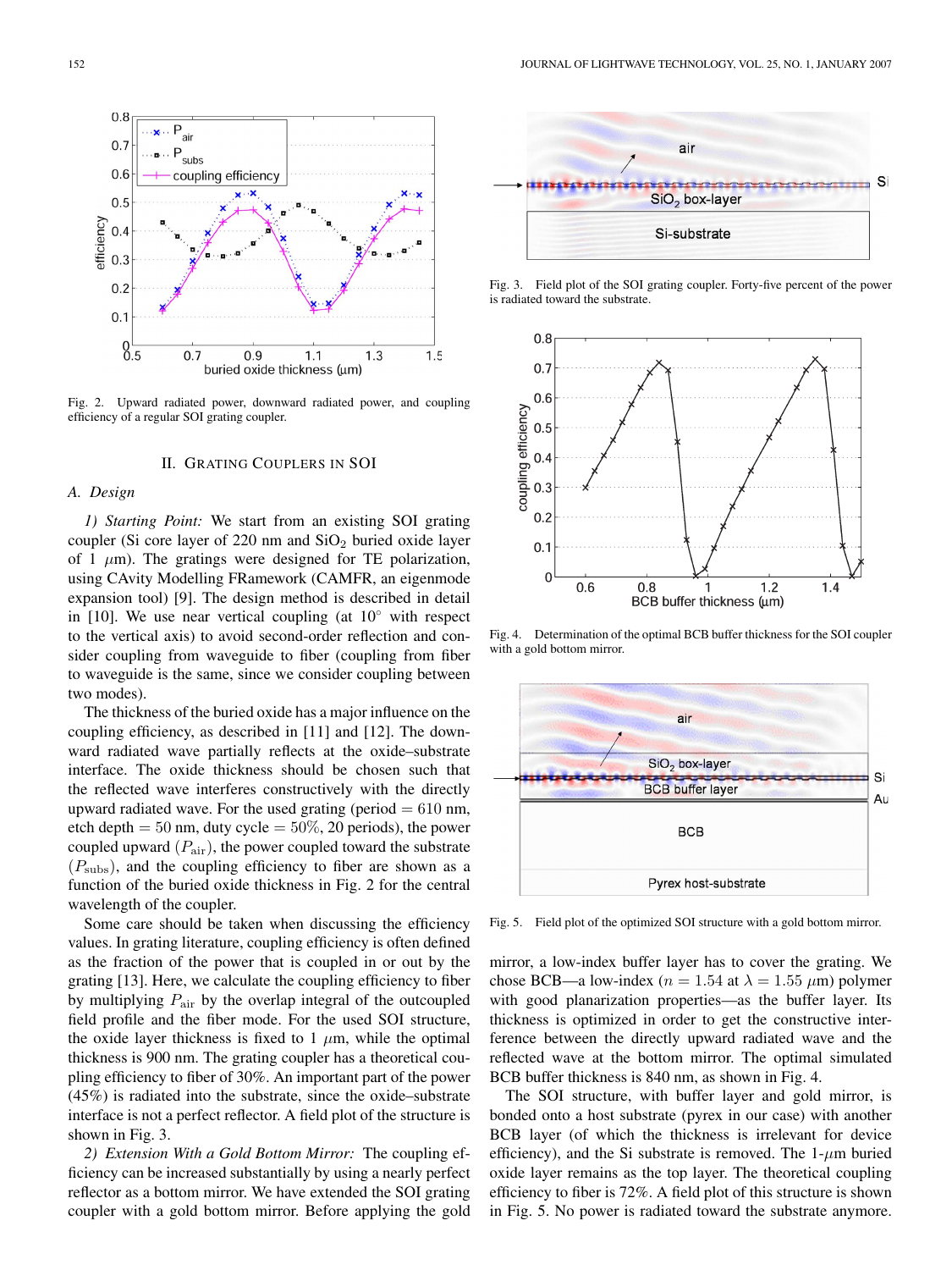Fig. 2. Upward radiated power, downward radiated power, and coupling efficiency of a regular SOI grating coupler.

## II. Grating Couplers in SOI

### A. Design

*1) Starting Point:* We start from an existing SOI grating coupler (Si core layer of 220 nm and $SiO_2$ buried oxide layer of 1 $\mu$m). The gratings were designed for TE polarization, using CAvity Modelling FRamework (CAMFR, an eigenmode expansion tool) [9]. The design method is described in detail in [10]. We use near vertical coupling (at 10° with respect to the vertical axis) to avoid second-order reflection and consider coupling from waveguide to fiber (coupling from fiber to waveguide is the same, since we consider coupling between two modes).

The thickness of the buried oxide has a major influence on the coupling efficiency, as described in [11] and [12]. The downward radiated wave partially reflects at the oxide–substrate interface. The oxide thickness should be chosen such that the reflected wave interferes constructively with the directly upward radiated wave. For the used grating (period = 610 nm, etch depth = 50 nm, duty cycle = 50%, 20 periods), the power coupled upward ($P_{\mathrm{air}}$), the power coupled toward the substrate ($P_{\mathrm{subs}}$), and the coupling efficiency to fiber are shown as a function of the buried oxide thickness in Fig. 2 for the central wavelength of the coupler.

Some care should be taken when discussing the efficiency values. In grating literature, coupling efficiency is often defined as the fraction of the power that is coupled in or out by the grating [13]. Here, we calculate the coupling efficiency to fiber by multiplying $P_{\mathrm{air}}$ by the overlap integral of the outcoupled field profile and the fiber mode. For the used SOI structure, the oxide layer thickness is fixed to 1 $\mu$m, while the optimal thickness is 900 nm. The grating coupler has a theoretical coupling efficiency to fiber of 30%. An important part of the power (45%) is radiated into the substrate, since the oxide–substrate interface is not a perfect reflector. A field plot of the structure is shown in Fig. 3.

*2) Extension With a Gold Bottom Mirror:* The coupling efficiency can be increased substantially by using a nearly perfect reflector as a bottom mirror. We have extended the SOI grating coupler with a gold bottom mirror. Before applying the gold mirror, a low-index buffer layer has to cover the grating. We chose BCB—a low-index ($n = 1.54$ at $\lambda = 1.55$ $\mu$m) polymer with good planarization properties—as the buffer layer. Its thickness is optimized in order to get the constructive interference between the directly upward radiated wave and the reflected wave at the bottom mirror. The optimal simulated BCB buffer thickness is 840 nm, as shown in Fig. 4.

The SOI structure, with buffer layer and gold mirror, is bonded onto a host substrate (pyrex in our case) with another BCB layer (of which the thickness is irrelevant for device efficiency), and the Si substrate is removed. The 1-$\mu$m buried oxide layer remains as the top layer. The theoretical coupling efficiency to fiber is 72%. A field plot of this structure is shown in Fig. 5. No power is radiated toward the substrate anymore.

Fig. 3. Field plot of the SOI grating coupler. Forty-five percent of the power is radiated toward the substrate.

Fig. 4. Determination of the optimal BCB buffer thickness for the SOI coupler with a gold bottom mirror.

Fig. 5. Field plot of the optimized SOI structure with a gold bottom mirror.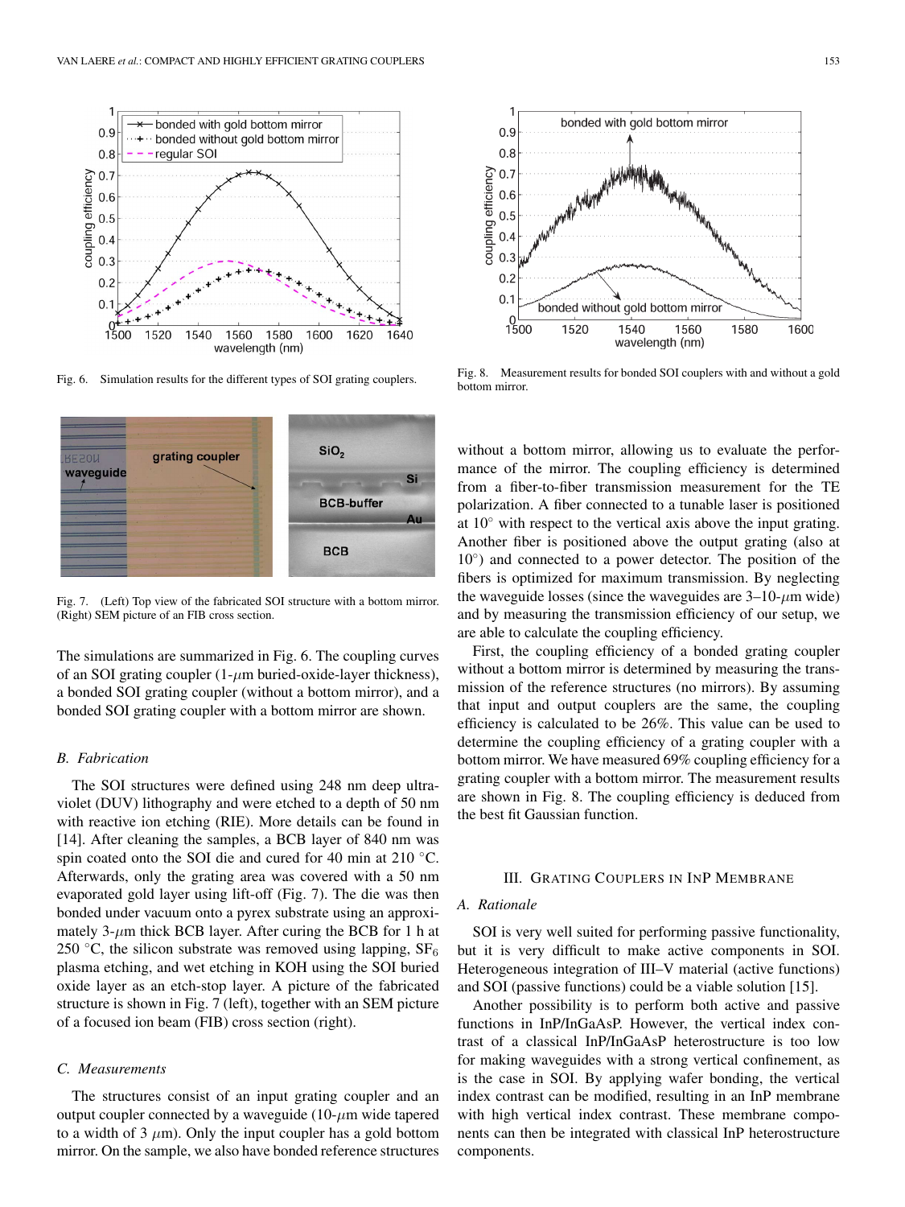Fig. 6. Simulation results for the different types of SOI grating couplers.

Fig. 7. (Left) Top view of the fabricated SOI structure with a bottom mirror. (Right) SEM picture of an FIB cross section.

The simulations are summarized in Fig. 6. The coupling curves of an SOI grating coupler (1-$\mu$m buried-oxide-layer thickness), a bonded SOI grating coupler (without a bottom mirror), and a bonded SOI grating coupler with a bottom mirror are shown.

### *B. Fabrication*

The SOI structures were defined using 248 nm deep ultraviolet (DUV) lithography and were etched to a depth of 50 nm with reactive ion etching (RIE). More details can be found in [14]. After cleaning the samples, a BCB layer of 840 nm was spin coated onto the SOI die and cured for 40 min at 210 °C. Afterwards, only the grating area was covered with a 50 nm evaporated gold layer using lift-off (Fig. 7). The die was then bonded under vacuum onto a pyrex substrate using an approximately 3-$\mu$m thick BCB layer. After curing the BCB for 1 h at 250 °C, the silicon substrate was removed using lapping, $SF_6$ plasma etching, and wet etching in KOH using the SOI buried oxide layer as an etch-stop layer. A picture of the fabricated structure is shown in Fig. 7 (left), together with an SEM picture of a focused ion beam (FIB) cross section (right).

### *C. Measurements*

The structures consist of an input grating coupler and an output coupler connected by a waveguide (10-$\mu$m wide tapered to a width of 3 $\mu$m). Only the input coupler has a gold bottom mirror. On the sample, we also have bonded reference structures without a bottom mirror, allowing us to evaluate the performance of the mirror. The coupling efficiency is determined from a fiber-to-fiber transmission measurement for the TE polarization. A fiber connected to a tunable laser is positioned at 10° with respect to the vertical axis above the input grating. Another fiber is positioned above the output grating (also at 10°) and connected to a power detector. The position of the fibers is optimized for maximum transmission. By neglecting the waveguide losses (since the waveguides are 3–10-$\mu$m wide) and by measuring the transmission efficiency of our setup, we are able to calculate the coupling efficiency.

First, the coupling efficiency of a bonded grating coupler without a bottom mirror is determined by measuring the transmission of the reference structures (no mirrors). By assuming that input and output couplers are the same, the coupling efficiency is calculated to be 26%. This value can be used to determine the coupling efficiency of a grating coupler with a bottom mirror. We have measured 69% coupling efficiency for a grating coupler with a bottom mirror. The measurement results are shown in Fig. 8. The coupling efficiency is deduced from the best fit Gaussian function.

Fig. 8. Measurement results for bonded SOI couplers with and without a gold bottom mirror.

## III. Grating Couplers in InP Membrane

### *A. Rationale*

SOI is very well suited for performing passive functionality, but it is very difficult to make active components in SOI. Heterogeneous integration of III–V material (active functions) and SOI (passive functions) could be a viable solution [15].

Another possibility is to perform both active and passive functions in InP/InGaAsP. However, the vertical index contrast of a classical InP/InGaAsP heterostructure is too low for making waveguides with a strong vertical confinement, as is the case in SOI. By applying wafer bonding, the vertical index contrast can be modified, resulting in an InP membrane with high vertical index contrast. These membrane components can then be integrated with classical InP heterostructure components.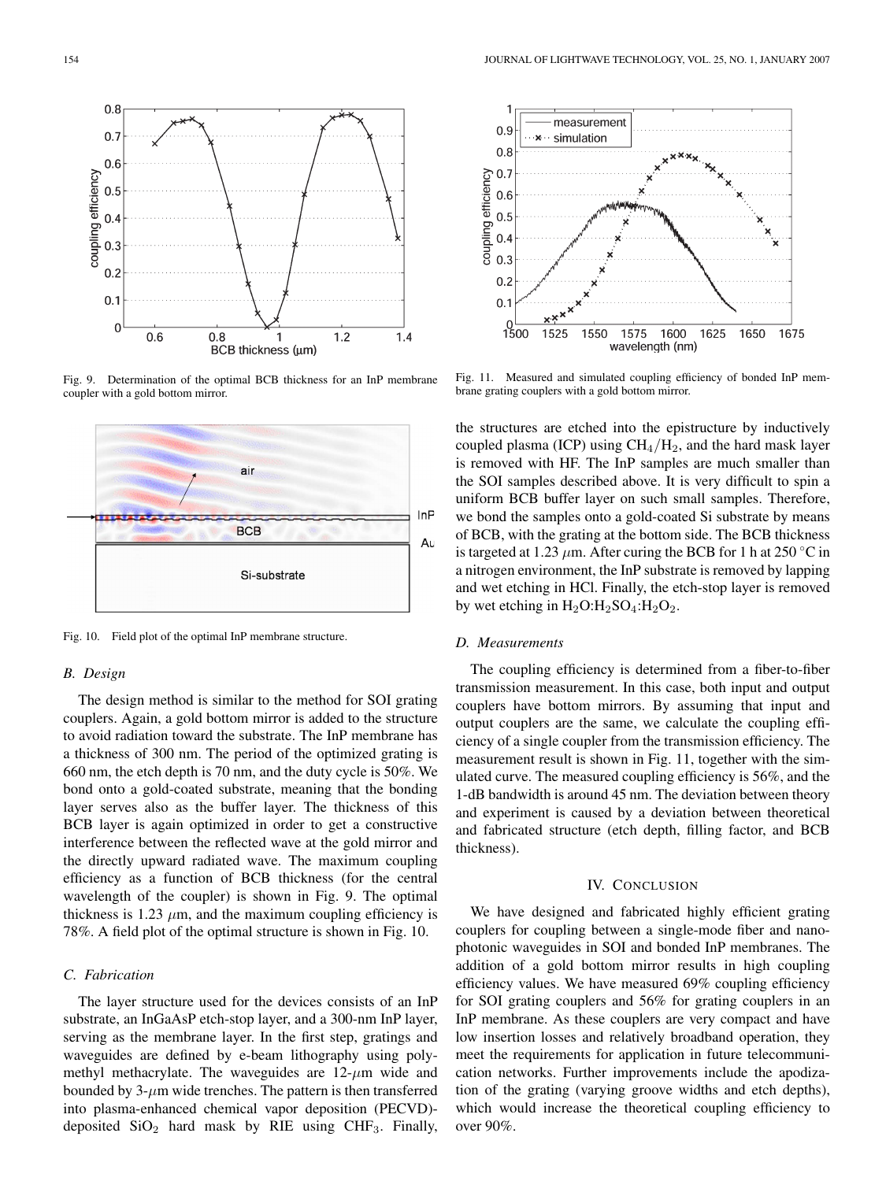Fig. 9. Determination of the optimal BCB thickness for an InP membrane coupler with a gold bottom mirror.

Fig. 10. Field plot of the optimal InP membrane structure.

### B. Design

The design method is similar to the method for SOI grating couplers. Again, a gold bottom mirror is added to the structure to avoid radiation toward the substrate. The InP membrane has a thickness of 300 nm. The period of the optimized grating is 660 nm, the etch depth is 70 nm, and the duty cycle is 50%. We bond onto a gold-coated substrate, meaning that the bonding layer serves also as the buffer layer. The thickness of this BCB layer is again optimized in order to get a constructive interference between the reflected wave at the gold mirror and the directly upward radiated wave. The maximum coupling efficiency as a function of BCB thickness (for the central wavelength of the coupler) is shown in Fig. 9. The optimal thickness is 1.23 $\mu$m, and the maximum coupling efficiency is 78%. A field plot of the optimal structure is shown in Fig. 10.

### C. Fabrication

The layer structure used for the devices consists of an InP substrate, an InGaAsP etch-stop layer, and a 300-nm InP layer, serving as the membrane layer. In the first step, gratings and waveguides are defined by e-beam lithography using polymethyl methacrylate. The waveguides are 12-$\mu$m wide and bounded by 3-$\mu$m wide trenches. The pattern is then transferred into plasma-enhanced chemical vapor deposition (PECVD)-deposited $SiO_2$ hard mask by RIE using $CHF_3$. Finally, the structures are etched into the epistructure by inductively coupled plasma (ICP) using $CH_4/H_2$, and the hard mask layer is removed with HF. The InP samples are much smaller than the SOI samples described above. It is very difficult to spin a uniform BCB buffer layer on such small samples. Therefore, we bond the samples onto a gold-coated Si substrate by means of BCB, with the grating at the bottom side. The BCB thickness is targeted at 1.23 $\mu$m. After curing the BCB for 1 h at 250 °C in a nitrogen environment, the InP substrate is removed by lapping and wet etching in HCl. Finally, the etch-stop layer is removed by wet etching in $H_2O$:$H_2SO_4$:$H_2O_2$.

Fig. 11. Measured and simulated coupling efficiency of bonded InP membrane grating couplers with a gold bottom mirror.

### D. Measurements

The coupling efficiency is determined from a fiber-to-fiber transmission measurement. In this case, both input and output couplers have bottom mirrors. By assuming that input and output couplers are the same, we calculate the coupling efficiency of a single coupler from the transmission efficiency. The measurement result is shown in Fig. 11, together with the simulated curve. The measured coupling efficiency is 56%, and the 1-dB bandwidth is around 45 nm. The deviation between theory and experiment is caused by a deviation between theoretical and fabricated structure (etch depth, filling factor, and BCB thickness).

## IV. Conclusion

We have designed and fabricated highly efficient grating couplers for coupling between a single-mode fiber and nanophotonic waveguides in SOI and bonded InP membranes. The addition of a gold bottom mirror results in high coupling efficiency values. We have measured 69% coupling efficiency for SOI grating couplers and 56% for grating couplers in an InP membrane. As these couplers are very compact and have low insertion losses and relatively broadband operation, they meet the requirements for application in future telecommunication networks. Further improvements include the apodization of the grating (varying groove widths and etch depths), which would increase the theoretical coupling efficiency to over 90%.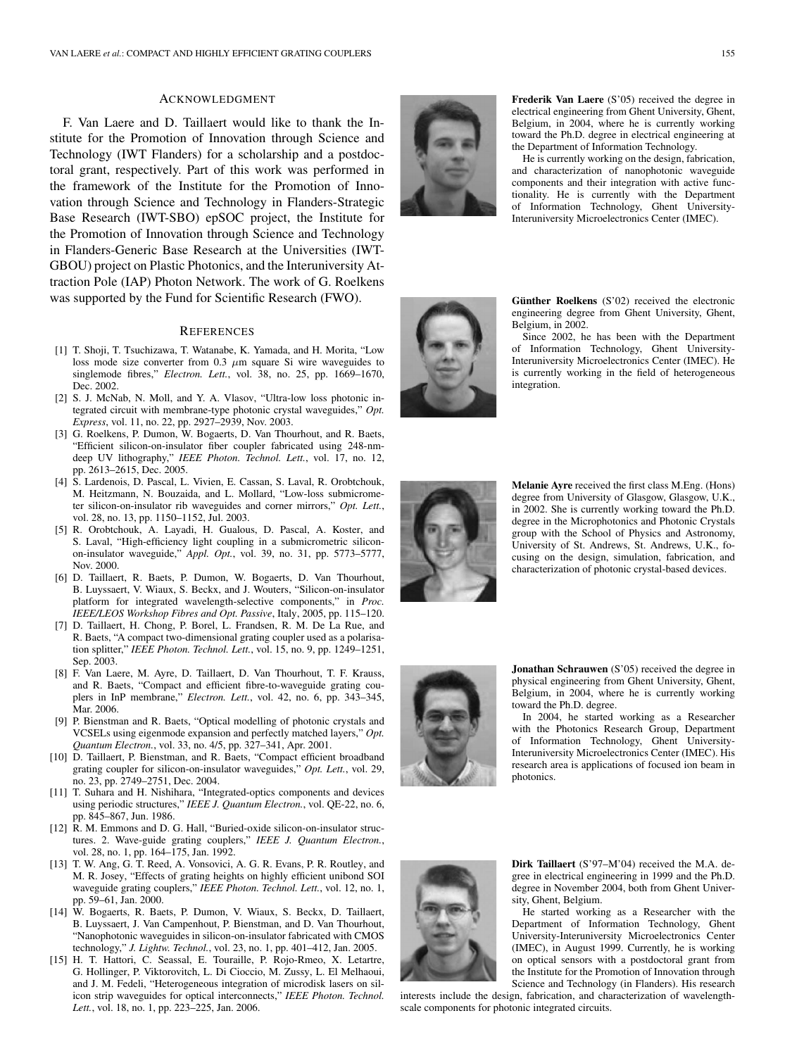## ACKNOWLEDGMENT

F. Van Laere and D. Taillaert would like to thank the Institute for the Promotion of Innovation through Science and Technology (IWT Flanders) for a scholarship and a postdoctoral grant, respectively. Part of this work was performed in the framework of the Institute for the Promotion of Innovation through Science and Technology in Flanders-Strategic Base Research (IWT-SBO) epSOC project, the Institute for the Promotion of Innovation through Science and Technology in Flanders-Generic Base Research at the Universities (IWT-GBOU) project on Plastic Photonics, and the Interuniversity Attraction Pole (IAP) Photon Network. The work of G. Roelkens was supported by the Fund for Scientific Research (FWO).

## REFERENCES

[1] T. Shoji, T. Tsuchizawa, T. Watanabe, K. Yamada, and H. Morita, "Low loss mode size converter from 0.3 $\mu$m square Si wire waveguides to singlemode fibres," *Electron. Lett.*, vol. 38, no. 25, pp. 1669–1670, Dec. 2002.

[2] S. J. McNab, N. Moll, and Y. A. Vlasov, "Ultra-low loss photonic integrated circuit with membrane-type photonic crystal waveguides," *Opt. Express*, vol. 11, no. 22, pp. 2927–2939, Nov. 2003.

[3] G. Roelkens, P. Dumon, W. Bogaerts, D. Van Thourhout, and R. Baets, "Efficient silicon-on-insulator fiber coupler fabricated using 248-nm-deep UV lithography," *IEEE Photon. Technol. Lett.*, vol. 17, no. 12, pp. 2613–2615, Dec. 2005.

[4] S. Lardenois, D. Pascal, L. Vivien, E. Cassan, S. Laval, R. Orobtchouk, M. Heitzmann, N. Bouzaida, and L. Mollard, "Low-loss submicrometer silicon-on-insulator rib waveguides and corner mirrors," *Opt. Lett.*, vol. 28, no. 13, pp. 1150–1152, Jul. 2003.

[5] R. Orobtchouk, A. Layadi, H. Gualous, D. Pascal, A. Koster, and S. Laval, "High-efficiency light coupling in a submicrometric silicon-on-insulator waveguide," *Appl. Opt.*, vol. 39, no. 31, pp. 5773–5777, Nov. 2000.

[6] D. Taillaert, R. Baets, P. Dumon, W. Bogaerts, D. Van Thourhout, B. Luyssaert, V. Wiaux, S. Beckx, and J. Wouters, "Silicon-on-insulator platform for integrated wavelength-selective components," in *Proc. IEEE/LEOS Workshop Fibres and Opt. Passive*, Italy, 2005, pp. 115–120.

[7] D. Taillaert, H. Chong, P. Borel, L. Frandsen, R. M. De La Rue, and R. Baets, "A compact two-dimensional grating coupler used as a polarisation splitter," *IEEE Photon. Technol. Lett.*, vol. 15, no. 9, pp. 1249–1251, Sep. 2003.

[8] F. Van Laere, M. Ayre, D. Taillaert, D. Van Thourhout, T. F. Krauss, and R. Baets, "Compact and efficient fibre-to-waveguide grating couplers in InP membrane," *Electron. Lett.*, vol. 42, no. 6, pp. 343–345, Mar. 2006.

[9] P. Bienstman and R. Baets, "Optical modelling of photonic crystals and VCSELs using eigenmode expansion and perfectly matched layers," *Opt. Quantum Electron.*, vol. 33, no. 4/5, pp. 327–341, Apr. 2001.

[10] D. Taillaert, P. Bienstman, and R. Baets, "Compact efficient broadband grating coupler for silicon-on-insulator waveguides," *Opt. Lett.*, vol. 29, no. 23, pp. 2749–2751, Dec. 2004.

[11] T. Suhara and H. Nishihara, "Integrated-optics components and devices using periodic structures," *IEEE J. Quantum Electron.*, vol. QE-22, no. 6, pp. 845–867, Jun. 1986.

[12] R. M. Emmons and D. G. Hall, "Buried-oxide silicon-on-insulator structures. 2. Wave-guide grating couplers," *IEEE J. Quantum Electron.*, vol. 28, no. 1, pp. 164–175, Jan. 1992.

[13] T. W. Ang, G. T. Reed, A. Vonsovici, A. G. R. Evans, P. R. Routley, and M. R. Josey, "Effects of grating heights on highly efficient unibond SOI waveguide grating couplers," *IEEE Photon. Technol. Lett.*, vol. 12, no. 1, pp. 59–61, Jan. 2000.

[14] W. Bogaerts, R. Baets, P. Dumon, V. Wiaux, S. Beckx, D. Taillaert, B. Luyssaert, J. Van Campenhout, P. Bienstman, and D. Van Thourhout, "Nanophotonic waveguides in silicon-on-insulator fabricated with CMOS technology," *J. Lightw. Technol.*, vol. 23, no. 1, pp. 401–412, Jan. 2005.

[15] H. T. Hattori, C. Seassal, E. Touraille, P. Rojo-Rmeo, X. Letartre, G. Hollinger, P. Viktorovitch, L. Di Cioccio, M. Zussy, L. El Melhaoui, and J. M. Fedeli, "Heterogeneous integration of microdisk lasers on silicon strip waveguides for optical interconnects," *IEEE Photon. Technol. Lett.*, vol. 18, no. 1, pp. 223–225, Jan. 2006.

**Frederik Van Laere** (S'05) received the degree in electrical engineering from Ghent University, Ghent, Belgium, in 2004, where he is currently working toward the Ph.D. degree in electrical engineering at the Department of Information Technology.

He is currently working on the design, fabrication, and characterization of nanophotonic waveguide components and their integration with active functionality. He is currently with the Department of Information Technology, Ghent University-Interuniversity Microelectronics Center (IMEC).

**Günther Roelkens** (S'02) received the electronic engineering degree from Ghent University, Ghent, Belgium, in 2002.

Since 2002, he has been with the Department of Information Technology, Ghent University-Interuniversity Microelectronics Center (IMEC). He is currently working in the field of heterogeneous integration.

**Melanie Ayre** received the first class M.Eng. (Hons) degree from University of Glasgow, Glasgow, U.K., in 2002. She is currently working toward the Ph.D. degree in the Microphotonics and Photonic Crystals group with the School of Physics and Astronomy, University of St. Andrews, St. Andrews, U.K., focusing on the design, simulation, fabrication, and characterization of photonic crystal-based devices.

**Jonathan Schrauwen** (S'05) received the degree in physical engineering from Ghent University, Ghent, Belgium, in 2004, where he is currently working toward the Ph.D. degree.

In 2004, he started working as a Researcher with the Photonics Research Group, Department of Information Technology, Ghent University-Interuniversity Microelectronics Center (IMEC). His research area is applications of focused ion beam in photonics.

**Dirk Taillaert** (S'97–M'04) received the M.A. degree in electrical engineering in 1999 and the Ph.D. degree in November 2004, both from Ghent University, Ghent, Belgium.

He started working as a Researcher with the Department of Information Technology, Ghent University-Interuniversity Microelectronics Center (IMEC), in August 1999. Currently, he is working on optical sensors with a postdoctoral grant from the Institute for the Promotion of Innovation through Science and Technology (in Flanders). His research interests include the design, fabrication, and characterization of wavelength-scale components for photonic integrated circuits.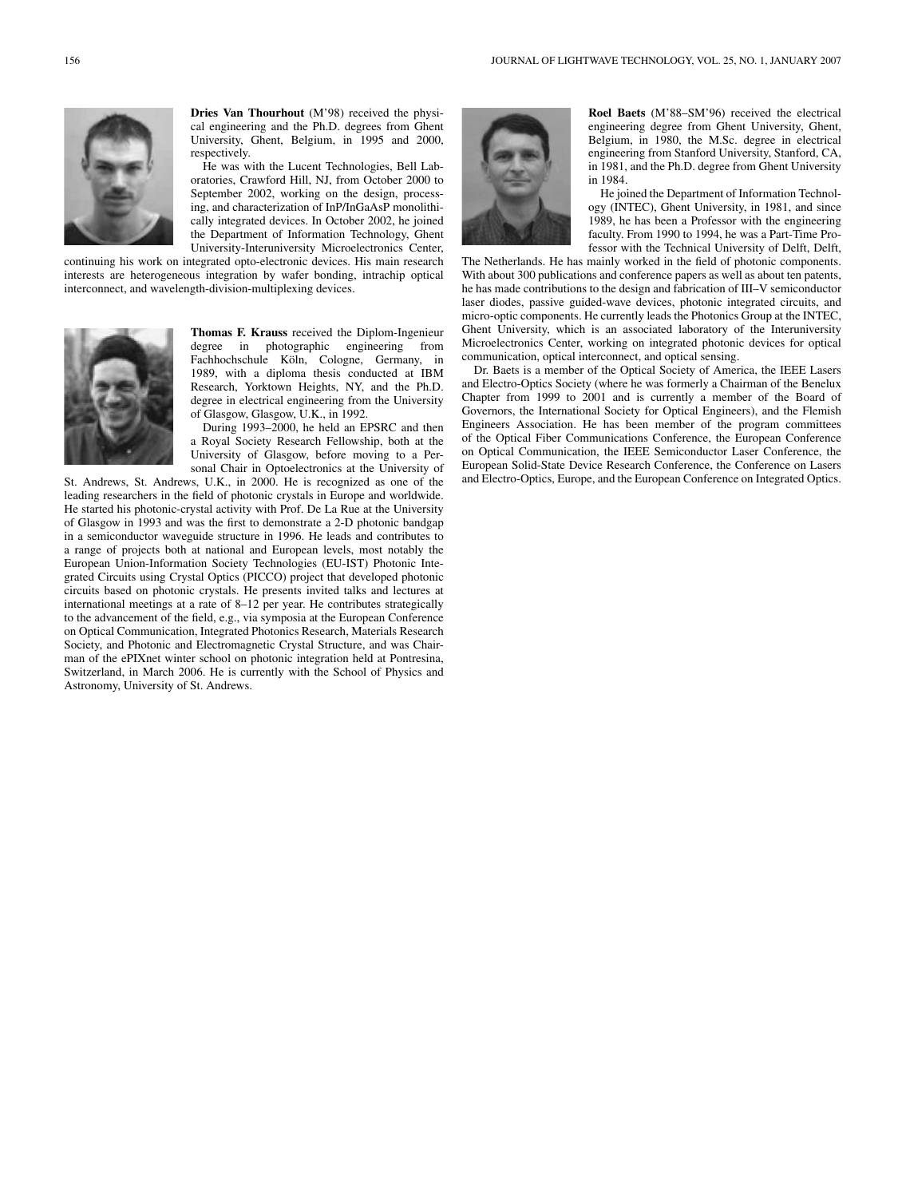**Dries Van Thourhout** (M'98) received the physical engineering and the Ph.D. degrees from Ghent University, Ghent, Belgium, in 1995 and 2000, respectively.

He was with the Lucent Technologies, Bell Laboratories, Crawford Hill, NJ, from October 2000 to September 2002, working on the design, processing, and characterization of InP/InGaAsP monolithically integrated devices. In October 2002, he joined the Department of Information Technology, Ghent University-Interuniversity Microelectronics Center, continuing his work on integrated opto-electronic devices. His main research interests are heterogeneous integration by wafer bonding, intrachip optical interconnect, and wavelength-division-multiplexing devices.

**Thomas F. Krauss** received the Diplom-Ingenieur degree in photographic engineering from Fachhochschule Köln, Cologne, Germany, in 1989, with a diploma thesis conducted at IBM Research, Yorktown Heights, NY, and the Ph.D. degree in electrical engineering from the University of Glasgow, Glasgow, U.K., in 1992.

During 1993–2000, he held an EPSRC and then a Royal Society Research Fellowship, both at the University of Glasgow, before moving to a Personal Chair in Optoelectronics at the University of St. Andrews, St. Andrews, U.K., in 2000. He is recognized as one of the leading researchers in the field of photonic crystals in Europe and worldwide. He started his photonic-crystal activity with Prof. De La Rue at the University of Glasgow in 1993 and was the first to demonstrate a 2-D photonic bandgap in a semiconductor waveguide structure in 1996. He leads and contributes to a range of projects both at national and European levels, most notably the European Union-Information Society Technologies (EU-IST) Photonic Integrated Circuits using Crystal Optics (PICCO) project that developed photonic circuits based on photonic crystals. He presents invited talks and lectures at international meetings at a rate of 8–12 per year. He contributes strategically to the advancement of the field, e.g., via symposia at the European Conference on Optical Communication, Integrated Photonics Research, Materials Research Society, and Photonic and Electromagnetic Crystal Structure, and was Chairman of the ePIXnet winter school on photonic integration held at Pontresina, Switzerland, in March 2006. He is currently with the School of Physics and Astronomy, University of St. Andrews.

**Roel Baets** (M'88–SM'96) received the electrical engineering degree from Ghent University, Ghent, Belgium, in 1980, the M.Sc. degree in electrical engineering from Stanford University, Stanford, CA, in 1981, and the Ph.D. degree from Ghent University in 1984.

He joined the Department of Information Technology (INTEC), Ghent University, in 1981, and since 1989, he has been a Professor with the engineering faculty. From 1990 to 1994, he was a Part-Time Professor with the Technical University of Delft, Delft, The Netherlands. He has mainly worked in the field of photonic components. With about 300 publications and conference papers as well as about ten patents, he has made contributions to the design and fabrication of III–V semiconductor laser diodes, passive guided-wave devices, photonic integrated circuits, and micro-optic components. He currently leads the Photonics Group at the INTEC, Ghent University, which is an associated laboratory of the Interuniversity Microelectronics Center, working on integrated photonic devices for optical communication, optical interconnect, and optical sensing.

Dr. Baets is a member of the Optical Society of America, the IEEE Lasers and Electro-Optics Society (where he was formerly a Chairman of the Benelux Chapter from 1999 to 2001 and is currently a member of the Board of Governors, the International Society for Optical Engineers), and the Flemish Engineers Association. He has been member of the program committees of the Optical Fiber Communications Conference, the European Conference on Optical Communication, the IEEE Semiconductor Laser Conference, the European Solid-State Device Research Conference, the Conference on Lasers and Electro-Optics, Europe, and the European Conference on Integrated Optics.